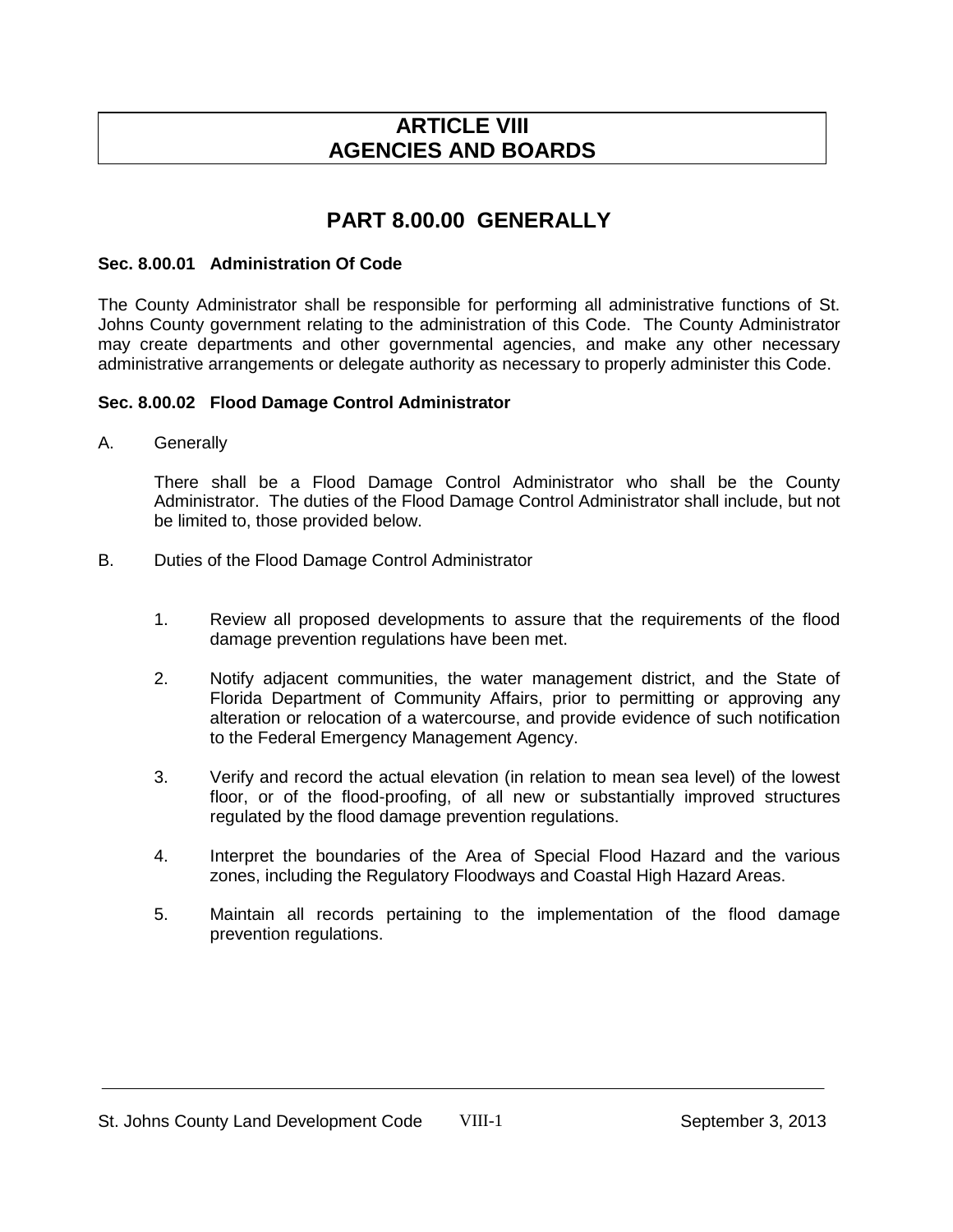# ARTICLE VIII
# AGENCIES AND BOARDS

## PART 8.00.00 GENERALLY

### Sec. 8.00.01 Administration Of Code

The County Administrator shall be responsible for performing all administrative functions of St. Johns County government relating to the administration of this Code. The County Administrator may create departments and other governmental agencies, and make any other necessary administrative arrangements or delegate authority as necessary to properly administer this Code.

### Sec. 8.00.02 Flood Damage Control Administrator

A. Generally

There shall be a Flood Damage Control Administrator who shall be the County Administrator. The duties of the Flood Damage Control Administrator shall include, but not be limited to, those provided below.

B. Duties of the Flood Damage Control Administrator

1. Review all proposed developments to assure that the requirements of the flood damage prevention regulations have been met.

2. Notify adjacent communities, the water management district, and the State of Florida Department of Community Affairs, prior to permitting or approving any alteration or relocation of a watercourse, and provide evidence of such notification to the Federal Emergency Management Agency.

3. Verify and record the actual elevation (in relation to mean sea level) of the lowest floor, or of the flood-proofing, of all new or substantially improved structures regulated by the flood damage prevention regulations.

4. Interpret the boundaries of the Area of Special Flood Hazard and the various zones, including the Regulatory Floodways and Coastal High Hazard Areas.

5. Maintain all records pertaining to the implementation of the flood damage prevention regulations.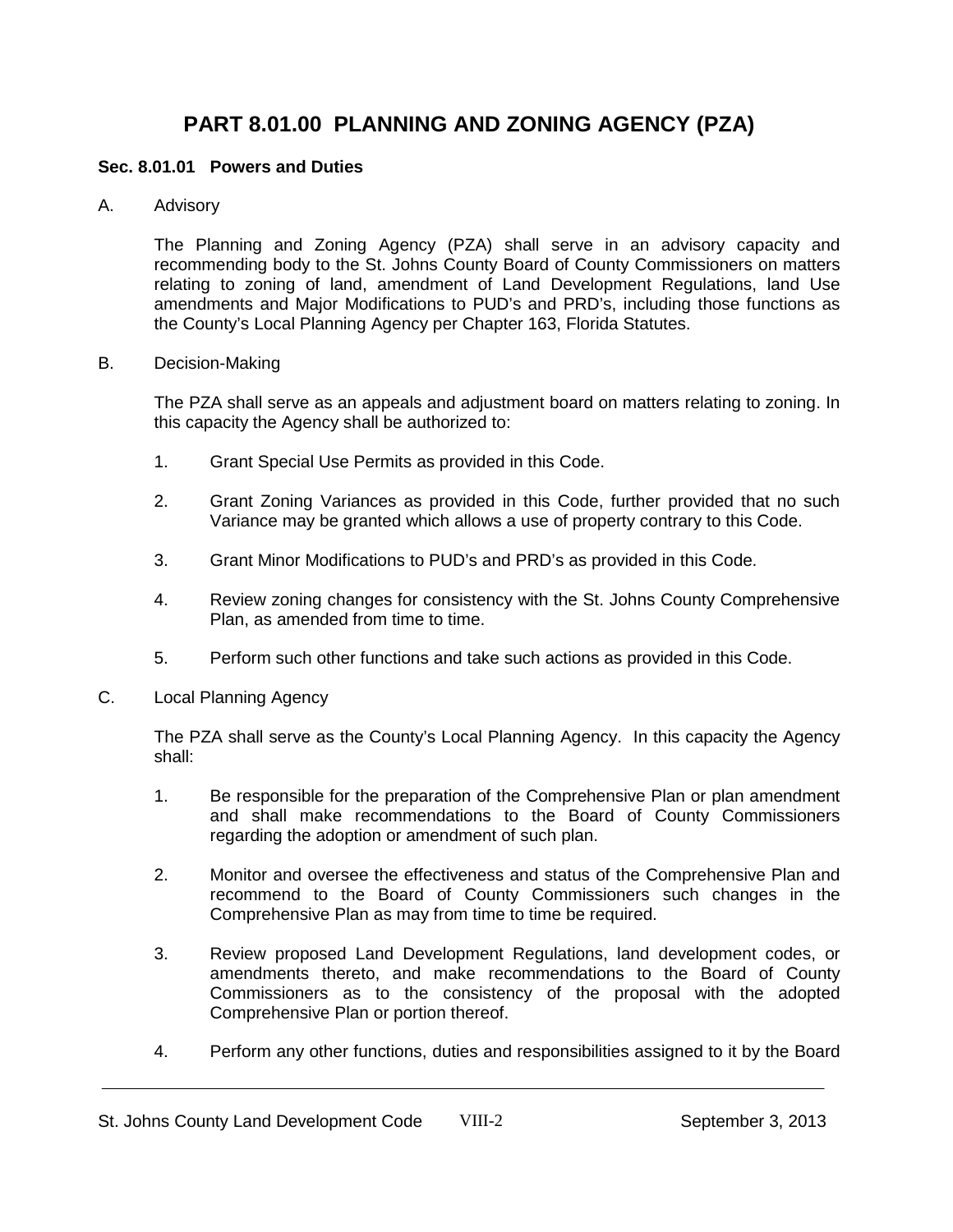# PART 8.01.00 PLANNING AND ZONING AGENCY (PZA)

### Sec. 8.01.01 Powers and Duties

A. Advisory

The Planning and Zoning Agency (PZA) shall serve in an advisory capacity and recommending body to the St. Johns County Board of County Commissioners on matters relating to zoning of land, amendment of Land Development Regulations, land Use amendments and Major Modifications to PUD's and PRD's, including those functions as the County's Local Planning Agency per Chapter 163, Florida Statutes.

B. Decision-Making

The PZA shall serve as an appeals and adjustment board on matters relating to zoning. In this capacity the Agency shall be authorized to:

1. Grant Special Use Permits as provided in this Code.

2. Grant Zoning Variances as provided in this Code, further provided that no such Variance may be granted which allows a use of property contrary to this Code.

3. Grant Minor Modifications to PUD's and PRD's as provided in this Code.

4. Review zoning changes for consistency with the St. Johns County Comprehensive Plan, as amended from time to time.

5. Perform such other functions and take such actions as provided in this Code.

C. Local Planning Agency

The PZA shall serve as the County's Local Planning Agency. In this capacity the Agency shall:

1. Be responsible for the preparation of the Comprehensive Plan or plan amendment and shall make recommendations to the Board of County Commissioners regarding the adoption or amendment of such plan.

2. Monitor and oversee the effectiveness and status of the Comprehensive Plan and recommend to the Board of County Commissioners such changes in the Comprehensive Plan as may from time to time be required.

3. Review proposed Land Development Regulations, land development codes, or amendments thereto, and make recommendations to the Board of County Commissioners as to the consistency of the proposal with the adopted Comprehensive Plan or portion thereof.

4. Perform any other functions, duties and responsibilities assigned to it by the Board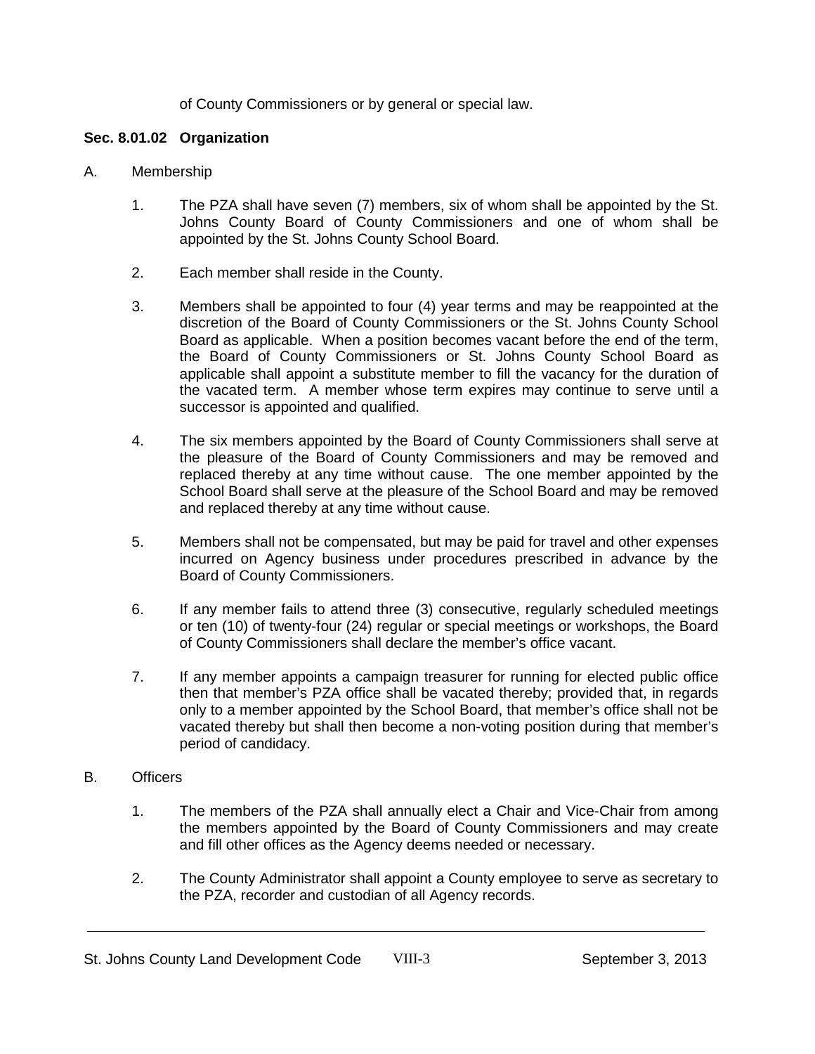of County Commissioners or by general or special law.

**Sec. 8.01.02 Organization**

A. Membership

1. The PZA shall have seven (7) members, six of whom shall be appointed by the St. Johns County Board of County Commissioners and one of whom shall be appointed by the St. Johns County School Board.

2. Each member shall reside in the County.

3. Members shall be appointed to four (4) year terms and may be reappointed at the discretion of the Board of County Commissioners or the St. Johns County School Board as applicable. When a position becomes vacant before the end of the term, the Board of County Commissioners or St. Johns County School Board as applicable shall appoint a substitute member to fill the vacancy for the duration of the vacated term. A member whose term expires may continue to serve until a successor is appointed and qualified.

4. The six members appointed by the Board of County Commissioners shall serve at the pleasure of the Board of County Commissioners and may be removed and replaced thereby at any time without cause. The one member appointed by the School Board shall serve at the pleasure of the School Board and may be removed and replaced thereby at any time without cause.

5. Members shall not be compensated, but may be paid for travel and other expenses incurred on Agency business under procedures prescribed in advance by the Board of County Commissioners.

6. If any member fails to attend three (3) consecutive, regularly scheduled meetings or ten (10) of twenty-four (24) regular or special meetings or workshops, the Board of County Commissioners shall declare the member's office vacant.

7. If any member appoints a campaign treasurer for running for elected public office then that member's PZA office shall be vacated thereby; provided that, in regards only to a member appointed by the School Board, that member's office shall not be vacated thereby but shall then become a non-voting position during that member's period of candidacy.

B. Officers

1. The members of the PZA shall annually elect a Chair and Vice-Chair from among the members appointed by the Board of County Commissioners and may create and fill other offices as the Agency deems needed or necessary.

2. The County Administrator shall appoint a County employee to serve as secretary to the PZA, recorder and custodian of all Agency records.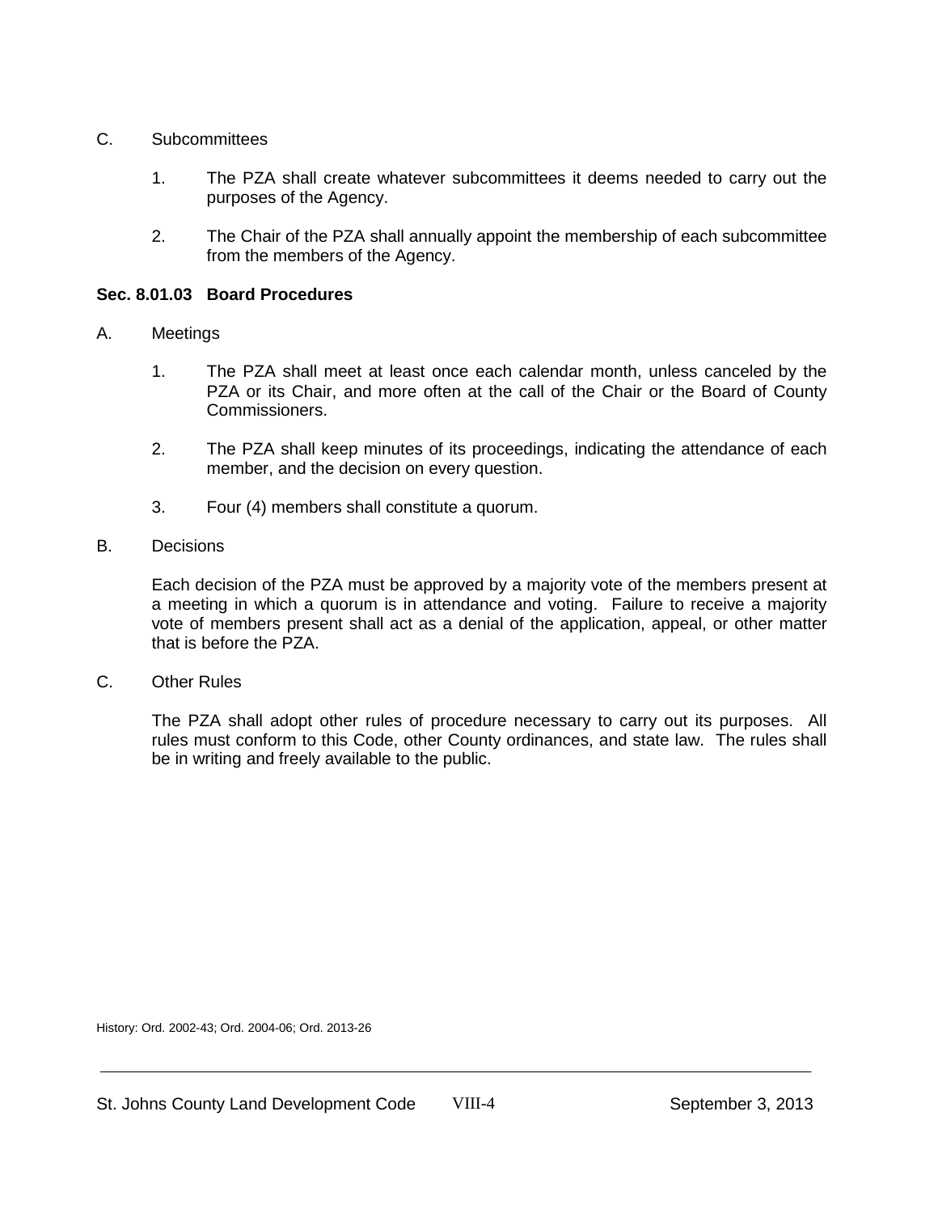C. Subcommittees

1. The PZA shall create whatever subcommittees it deems needed to carry out the purposes of the Agency.

2. The Chair of the PZA shall annually appoint the membership of each subcommittee from the members of the Agency.

**Sec. 8.01.03 Board Procedures**

A. Meetings

1. The PZA shall meet at least once each calendar month, unless canceled by the PZA or its Chair, and more often at the call of the Chair or the Board of County Commissioners.

2. The PZA shall keep minutes of its proceedings, indicating the attendance of each member, and the decision on every question.

3. Four (4) members shall constitute a quorum.

B. Decisions

Each decision of the PZA must be approved by a majority vote of the members present at a meeting in which a quorum is in attendance and voting. Failure to receive a majority vote of members present shall act as a denial of the application, appeal, or other matter that is before the PZA.

C. Other Rules

The PZA shall adopt other rules of procedure necessary to carry out its purposes. All rules must conform to this Code, other County ordinances, and state law. The rules shall be in writing and freely available to the public.

History: Ord. 2002-43; Ord. 2004-06; Ord. 2013-26